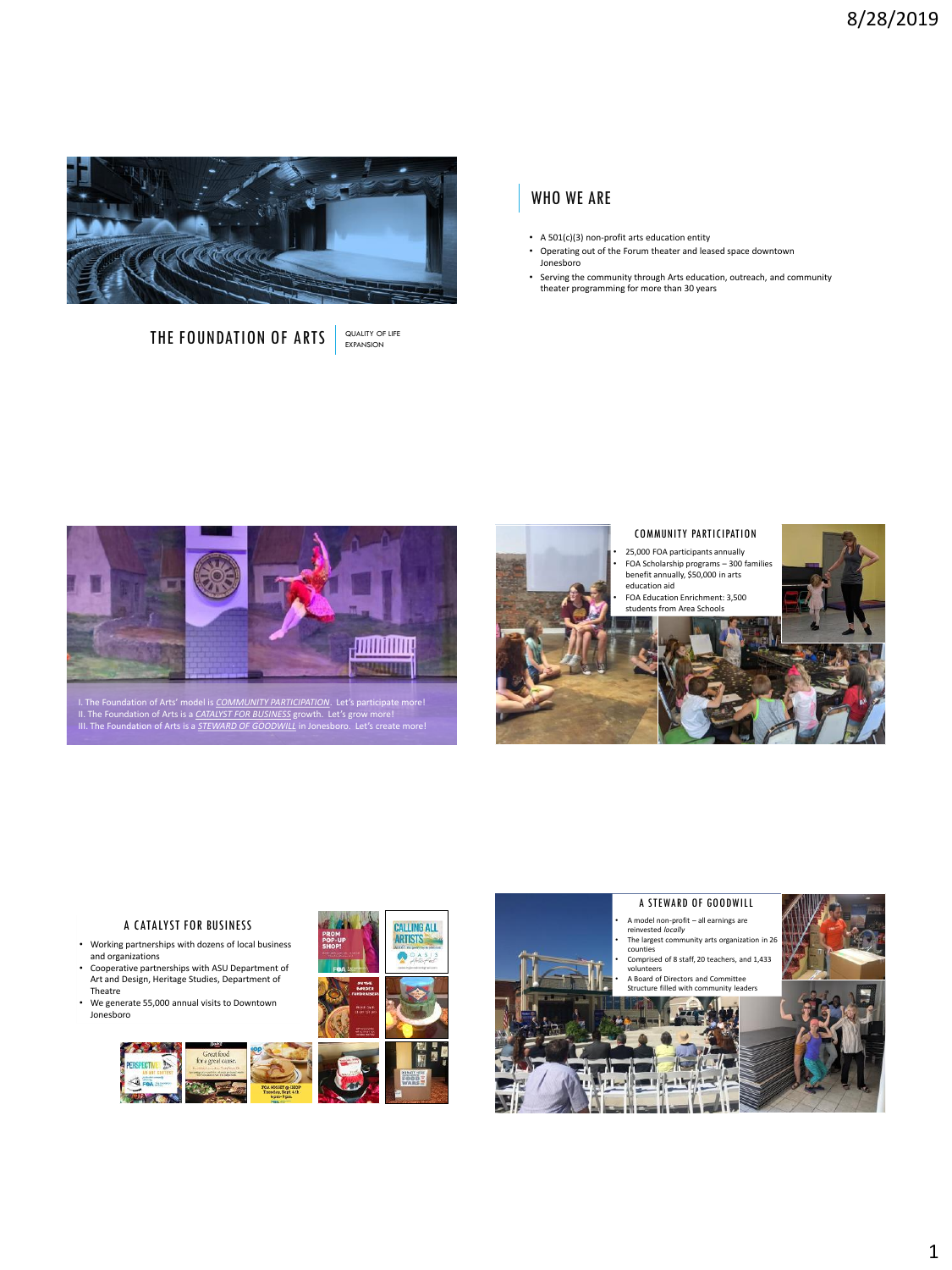# THE FOUNDATION OF ARTS

QUALITY OF LIFE EXPANSION

## WHO WE ARE

- A 501(c)(3) non-profit arts education entity
- Operating out of the Forum theater and leased space downtown Jonesboro
- Serving the community through Arts education, outreach, and community theater programming for more than 30 years

I. The Foundation of Arts' model is *COMMUNITY PARTICIPATION*. Let's participate more!
II. The Foundation of Arts is a *CATALYST FOR BUSINESS* growth. Let's grow more!
III. The Foundation of Arts is a *STEWARD OF GOODWILL* in Jonesboro. Let's create more!

## COMMUNITY PARTICIPATION

- 25,000 FOA participants annually
- FOA Scholarship programs – 300 families benefit annually, $50,000 in arts education aid
- FOA Education Enrichment: 3,500 students from Area Schools

## A CATALYST FOR BUSINESS

- Working partnerships with dozens of local business and organizations
- Cooperative partnerships with ASU Department of Art and Design, Heritage Studies, Department of Theatre
- We generate 55,000 annual visits to Downtown Jonesboro

## A STEWARD OF GOODWILL

- A model non-profit – all earnings are reinvested *locally*
- The largest community arts organization in 26 counties
- Comprised of 8 staff, 20 teachers, and 1,433 volunteers
- A Board of Directors and Committee Structure filled with community leaders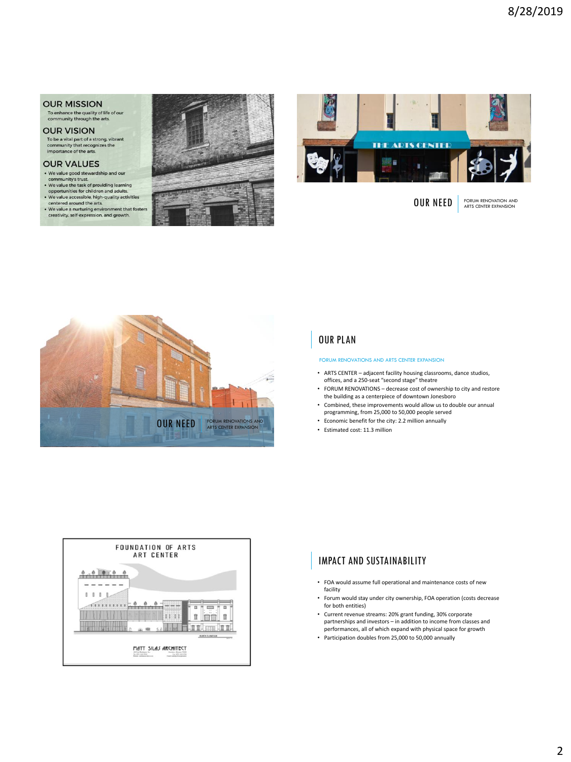## OUR MISSION

To enhance the quality of life of our community through the arts.

## OUR VISION

To be a vital part of a strong, vibrant community that recognizes the importance of the arts.

## OUR VALUES

- We value good stewardship and our community's trust.
- We value the task of providing learning opportunities for children and adults.
- We value accessible, high-quality activities centered around the arts.
- We value a nurturing environment that fosters creativity, self-expression, and growth.

THE ARTS CENTER

## OUR NEED

FORUM RENOVATION AND ARTS CENTER EXPANSION

## OUR NEED

FORUM RENOVATIONS AND ARTS CENTER EXPANSION

## OUR PLAN

FORUM RENOVATIONS AND ARTS CENTER EXPANSION

- ARTS CENTER – adjacent facility housing classrooms, dance studios, offices, and a 250-seat "second stage" theatre
- FORUM RENOVATIONS – decrease cost of ownership to city and restore the building as a centerpiece of downtown Jonesboro
- Combined, these improvements would allow us to double our annual programming, from 25,000 to 50,000 people served
- Economic benefit for the city: 2.2 million annually
- Estimated cost: 11.3 million

FOUNDATION OF ARTS
ART CENTER

MATT SILAS ARCHITECT

## IMPACT AND SUSTAINABILITY

- FOA would assume full operational and maintenance costs of new facility
- Forum would stay under city ownership, FOA operation (costs decrease for both entities)
- Current revenue streams: 20% grant funding, 30% corporate partnerships and investors – in addition to income from classes and performances, all of which expand with physical space for growth
- Participation doubles from 25,000 to 50,000 annually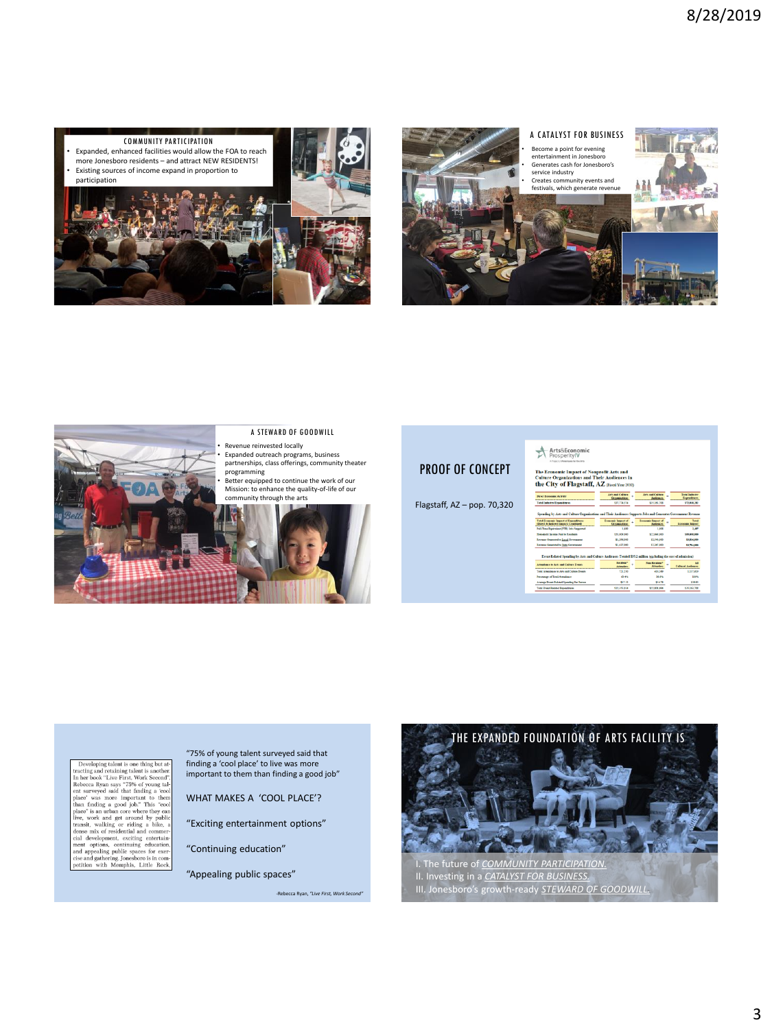## COMMUNITY PARTICIPATION

- Expanded, enhanced facilities would allow the FOA to reach more Jonesboro residents – and attract NEW RESIDENTS!
- Existing sources of income expand in proportion to participation

## A CATALYST FOR BUSINESS

- Become a point for evening entertainment in Jonesboro
- Generates cash for Jonesboro's service industry
- Creates community events and festivals, which generate revenue

## A STEWARD OF GOODWILL

- Revenue reinvested locally
- Expanded outreach programs, business partnerships, class offerings, community theater programming
- Better equipped to continue the work of our Mission: to enhance the quality-of-life of our community through the arts

## PROOF OF CONCEPT

Flagstaff, AZ – pop. 70,320

Arts & Economic Prosperity IV

The Economic Impact of Nonprofit Arts and Culture Organizations and Their Audiences in the City of Flagstaff, AZ (Fiscal Year 2010)

"75% of young talent surveyed said that finding a 'cool place' to live was more important to them than finding a good job"

WHAT MAKES A 'COOL PLACE'?

"Exciting entertainment options"

"Continuing education"

"Appealing public spaces"

*-Rebecca Ryan, "Live First, Work Second"*

Developing talent is one thing but attracting and retaining talent is another. In her book "Live First, Work Second", Rebecca Ryan says "75% of young talent surveyed said that finding a 'cool place' was more important to them than finding a good job." This "cool place" is an urban core where they can live, work and get around by public transit, walking or riding a bike, a dense mix of residential and commercial development, exciting entertainment options, continuing education, and appealing public spaces for exercise and gathering. Jonesboro is in competition with Memphis, Little Rock,

## THE EXPANDED FOUNDATION OF ARTS FACILITY IS

I. The future of COMMUNITY PARTICIPATION.
II. Investing in a CATALYST FOR BUSINESS.
III. Jonesboro's growth-ready STEWARD OF GOODWILL.